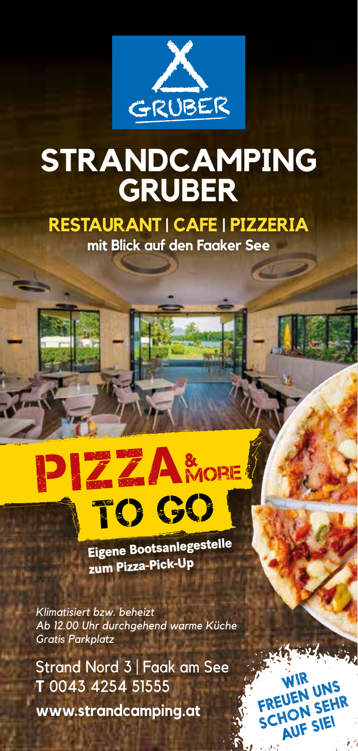GRUBER

# STRANDCAMPING GRUBER

## RESTAURANT | CAFE | PIZZERIA

**mit Blick auf den Faaker See**

## PIZZA & MORE TO GO

**Eigene Bootsanlegestelle zum Pizza-Pick-Up**

*Klimatisiert bzw. beheizt*
*Ab 12.00 Uhr durchgehend warme Küche*
*Gratis Parkplatz*

Strand Nord 3 | Faak am See
**T** 0043 4254 51555
**www.strandcamping.at**

**WIR FREUEN UNS SCHON SEHR AUF SIE!**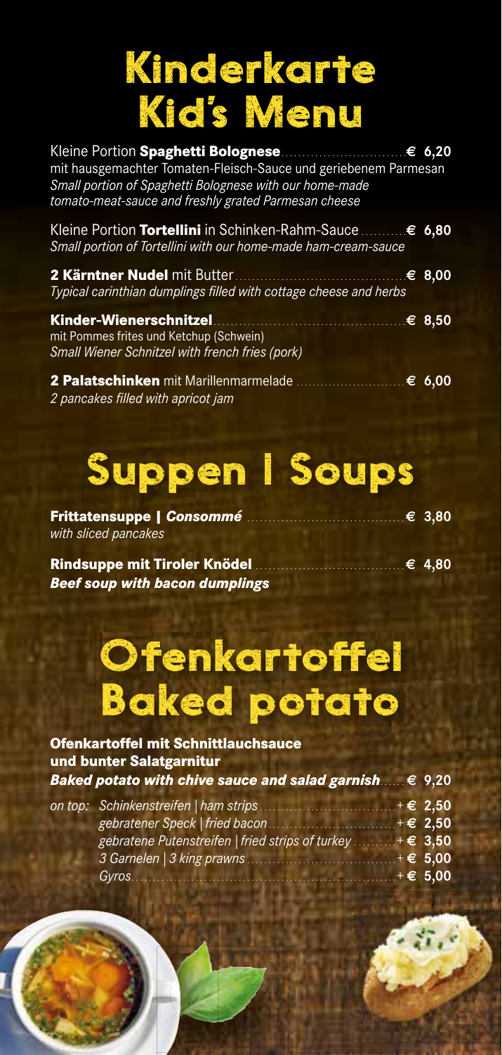# Kinderkarte
# Kid's Menu

Kleine Portion **Spaghetti Bolognese** .......... **€ 6,20**
mit hausgemachter Tomaten-Fleisch-Sauce und geriebenem Parmesan
*Small portion of Spaghetti Bolognese with our home-made tomato-meat-sauce and freshly grated Parmesan cheese*

Kleine Portion **Tortellini** in Schinken-Rahm-Sauce .......... **€ 6,80**
*Small portion of Tortellini with our home-made ham-cream-sauce*

**2 Kärntner Nudel** mit Butter .......... **€ 8,00**
*Typical carinthian dumplings filled with cottage cheese and herbs*

**Kinder-Wienerschnitzel** .......... **€ 8,50**
mit Pommes frites und Ketchup (Schwein)
*Small Wiener Schnitzel with french fries (pork)*

**2 Palatschinken** mit Marillenmarmelade .......... **€ 6,00**
*2 pancakes filled with apricot jam*

# Suppen | Soups

**Frittatensuppe | *Consommé*** .......... **€ 3,80**
*with sliced pancakes*

**Rindsuppe mit Tiroler Knödel** .......... **€ 4,80**
***Beef soup with bacon dumplings***

# Ofenkartoffel
# Baked potato

**Ofenkartoffel mit Schnittlauchsauce und bunter Salatgarnitur**
***Baked potato with chive sauce and salad garnish*** .......... **€ 9,20**

*on top:*
- *Schinkenstreifen | ham strips* .......... **+ € 2,50**
- *gebratener Speck | fried bacon* .......... **+ € 2,50**
- *gebratene Putenstreifen | fried strips of turkey* .......... **+ € 3,50**
- *3 Garnelen | 3 king prawns* .......... **+ € 5,00**
- *Gyros* .......... **+ € 5,00**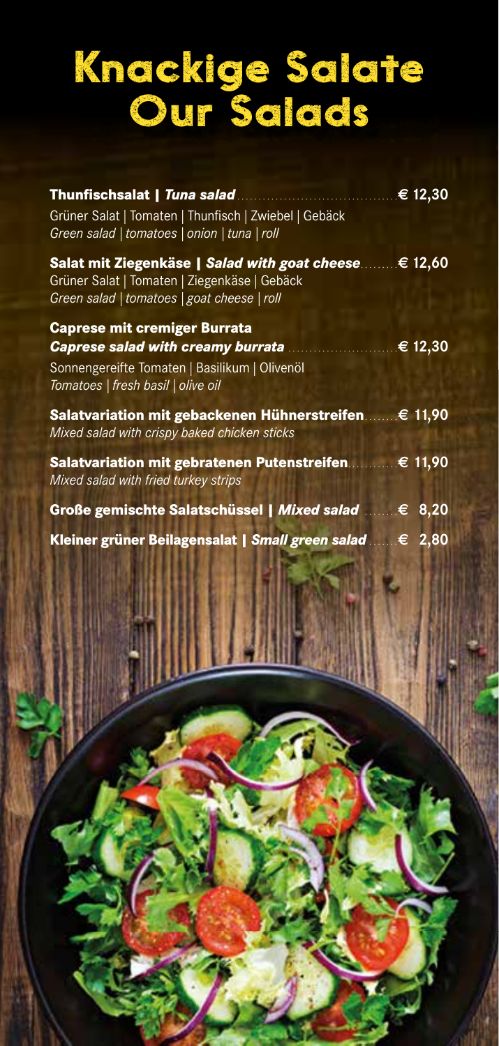# Knackige Salate
# Our Salads

**Thunfischsalat | *Tuna salad*** .................................... **€ 12,30**
Grüner Salat | Tomaten | Thunfisch | Zwiebel | Gebäck
*Green salad | tomatoes | onion | tuna | roll*

**Salat mit Ziegenkäse | *Salad with goat cheese*** ......... **€ 12,60**
Grüner Salat | Tomaten | Ziegenkäse | Gebäck
*Green salad | tomatoes | goat cheese | roll*

**Caprese mit cremiger Burrata**
***Caprese salad with creamy burrata*** ......................... **€ 12,30**
Sonnengereifte Tomaten | Basilikum | Olivenöl
*Tomatoes | fresh basil | olive oil*

**Salatvariation mit gebackenen Hühnerstreifen** ........ **€ 11,90**
*Mixed salad with crispy baked chicken sticks*

**Salatvariation mit gebratenen Putenstreifen** ........... **€ 11,90**
*Mixed salad with fried turkey strips*

**Große gemischte Salatschüssel | *Mixed salad*** ........ **€ 8,20**

**Kleiner grüner Beilagensalat | *Small green salad*** ....... **€ 2,80**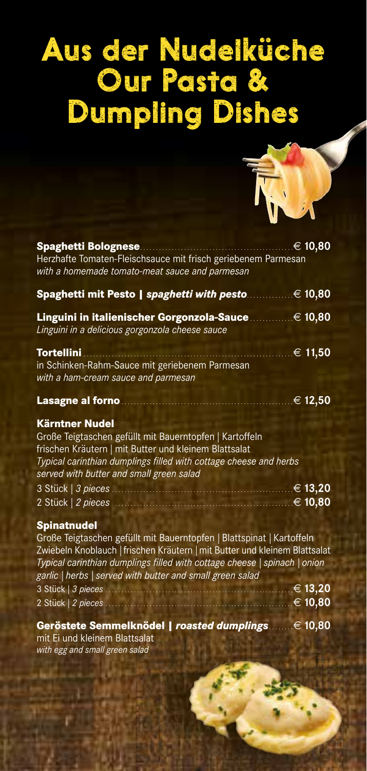# Aus der Nudelküche
# Our Pasta & Dumpling Dishes

**Spaghetti Bolognese** ........ € 10,80
Herzhafte Tomaten-Fleischsauce mit frisch geriebenem Parmesan
*with a homemade tomato-meat sauce and parmesan*

**Spaghetti mit Pesto | *spaghetti with pesto*** ........ € 10,80

**Linguini in italienischer Gorgonzola-Sauce** ........ € 10,80
*Linguini in a delicious gorgonzola cheese sauce*

**Tortellini** ........ € 11,50
in Schinken-Rahm-Sauce mit geriebenem Parmesan
*with a ham-cream sauce and parmesan*

**Lasagne al forno** ........ € 12,50

**Kärntner Nudel**
Große Teigtaschen gefüllt mit Bauerntopfen | Kartoffeln
frischen Kräutern | mit Butter und kleinem Blattsalat
*Typical carinthian dumplings filled with cottage cheese and herbs served with butter and small green salad*

3 Stück | *3 pieces* ........ € 13,20
2 Stück | *2 pieces* ........ € 10,80

**Spinatnudel**
Große Teigtaschen gefüllt mit Bauerntopfen | Blattspinat | Kartoffeln
Zwiebeln Knoblauch | frischen Kräutern | mit Butter und kleinem Blattsalat
*Typical carinthian dumplings filled with cottage cheese | spinach | onion garlic | herbs | served with butter and small green salad*

3 Stück | *3 pieces* ........ € 13,20
2 Stück | *2 pieces* ........ € 10,80

**Geröstete Semmelknödel | *roasted dumplings*** ........ € 10,80
mit Ei und kleinem Blattsalat
*with egg and small green salad*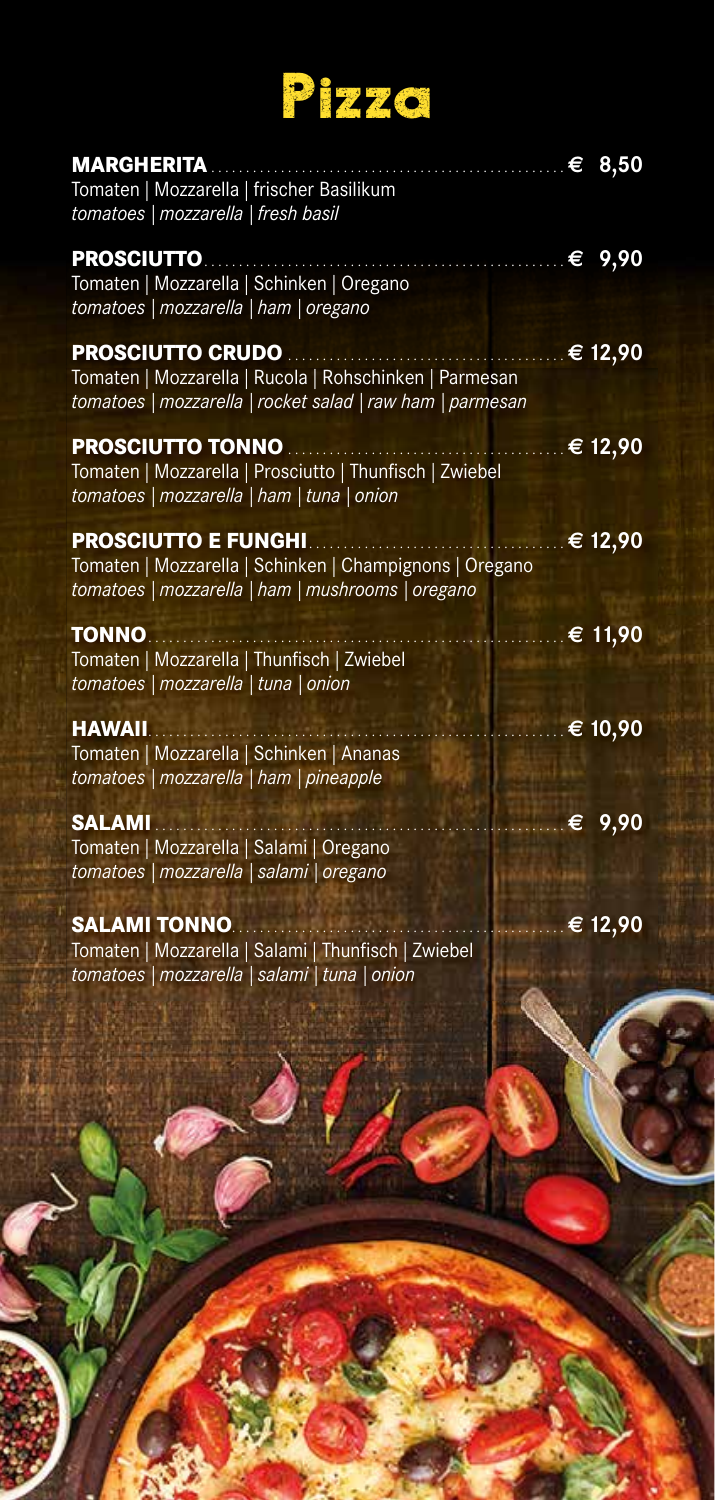# Pizza

**MARGHERITA** .......... € 8,50
Tomaten | Mozzarella | frischer Basilikum
*tomatoes | mozzarella | fresh basil*

**PROSCIUTTO** .......... € 9,90
Tomaten | Mozzarella | Schinken | Oregano
*tomatoes | mozzarella | ham | oregano*

**PROSCIUTTO CRUDO** .......... € 12,90
Tomaten | Mozzarella | Rucola | Rohschinken | Parmesan
*tomatoes | mozzarella | rocket salad | raw ham | parmesan*

**PROSCIUTTO TONNO** .......... € 12,90
Tomaten | Mozzarella | Prosciutto | Thunfisch | Zwiebel
*tomatoes | mozzarella | ham | tuna | onion*

**PROSCIUTTO E FUNGHI** .......... € 12,90
Tomaten | Mozzarella | Schinken | Champignons | Oregano
*tomatoes | mozzarella | ham | mushrooms | oregano*

**TONNO** .......... € 11,90
Tomaten | Mozzarella | Thunfisch | Zwiebel
*tomatoes | mozzarella | tuna | onion*

**HAWAII** .......... € 10,90
Tomaten | Mozzarella | Schinken | Ananas
*tomatoes | mozzarella | ham | pineapple*

**SALAMI** .......... € 9,90
Tomaten | Mozzarella | Salami | Oregano
*tomatoes | mozzarella | salami | oregano*

**SALAMI TONNO** .......... € 12,90
Tomaten | Mozzarella | Salami | Thunfisch | Zwiebel
*tomatoes | mozzarella | salami | tuna | onion*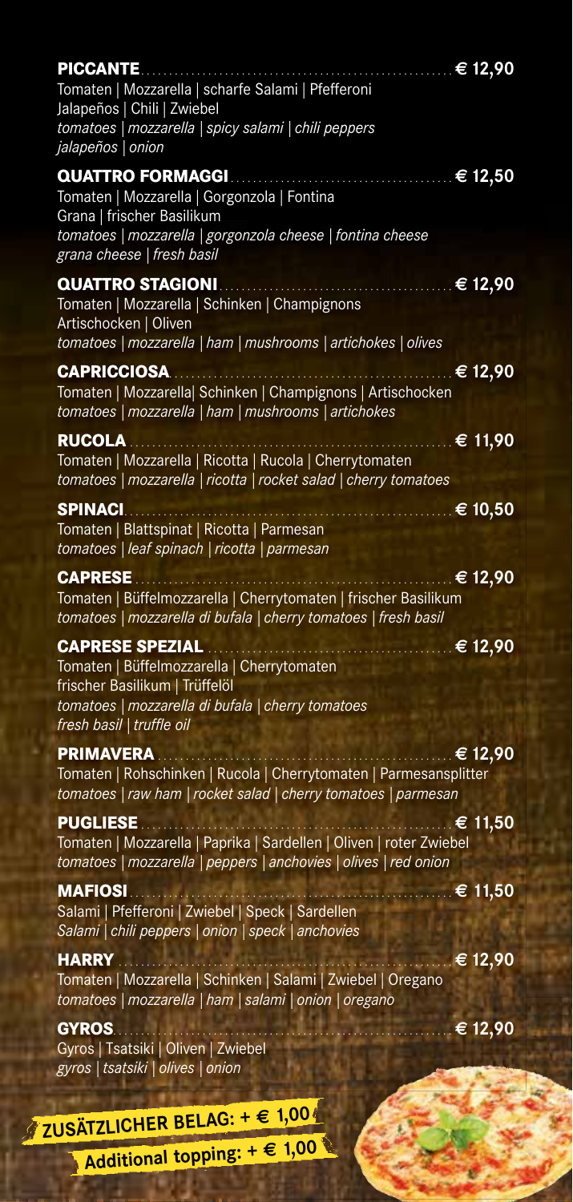**PICCANTE** ........ € 12,90
Tomaten | Mozzarella | scharfe Salami | Pfefferoni
Jalapeños | Chili | Zwiebel
*tomatoes | mozzarella | spicy salami | chili peppers*
*jalapeños | onion*

**QUATTRO FORMAGGI** ........ € 12,50
Tomaten | Mozzarella | Gorgonzola | Fontina
Grana | frischer Basilikum
*tomatoes | mozzarella | gorgonzola cheese | fontina cheese*
*grana cheese | fresh basil*

**QUATTRO STAGIONI** ........ € 12,90
Tomaten | Mozzarella | Schinken | Champignons
Artischocken | Oliven
*tomatoes | mozzarella | ham | mushrooms | artichokes | olives*

**CAPRICCIOSA** ........ € 12,90
Tomaten | Mozzarella| Schinken | Champignons | Artischocken
*tomatoes | mozzarella | ham | mushrooms | artichokes*

**RUCOLA** ........ € 11,90
Tomaten | Mozzarella | Ricotta | Rucola | Cherrytomaten
*tomatoes | mozzarella | ricotta | rocket salad | cherry tomatoes*

**SPINACI** ........ € 10,50
Tomaten | Blattspinat | Ricotta | Parmesan
*tomatoes | leaf spinach | ricotta | parmesan*

**CAPRESE** ........ € 12,90
Tomaten | Büffelmozzarella | Cherrytomaten | frischer Basilikum
*tomatoes | mozzarella di bufala | cherry tomatoes | fresh basil*

**CAPRESE SPEZIAL** ........ € 12,90
Tomaten | Büffelmozzarella | Cherrytomaten
frischer Basilikum | Trüffelöl
*tomatoes | mozzarella di bufala | cherry tomatoes*
*fresh basil | truffle oil*

**PRIMAVERA** ........ € 12,90
Tomaten | Rohschinken | Rucola | Cherrytomaten | Parmesansplitter
*tomatoes | raw ham | rocket salad | cherry tomatoes | parmesan*

**PUGLIESE** ........ € 11,50
Tomaten | Mozzarella | Paprika | Sardellen | Oliven | roter Zwiebel
*tomatoes | mozzarella | peppers | anchovies | olives | red onion*

**MAFIOSI** ........ € 11,50
Salami | Pfefferoni | Zwiebel | Speck | Sardellen
*Salami | chili peppers | onion | speck | anchovies*

**HARRY** ........ € 12,90
Tomaten | Mozzarella | Schinken | Salami | Zwiebel | Oregano
*tomatoes | mozzarella | ham | salami | onion | oregano*

**GYROS** ........ € 12,90
Gyros | Tsatsiki | Oliven | Zwiebel
*gyros | tsatsiki | olives | onion*

**ZUSÄTZLICHER BELAG: + € 1,00**
**Additional topping: + € 1,00**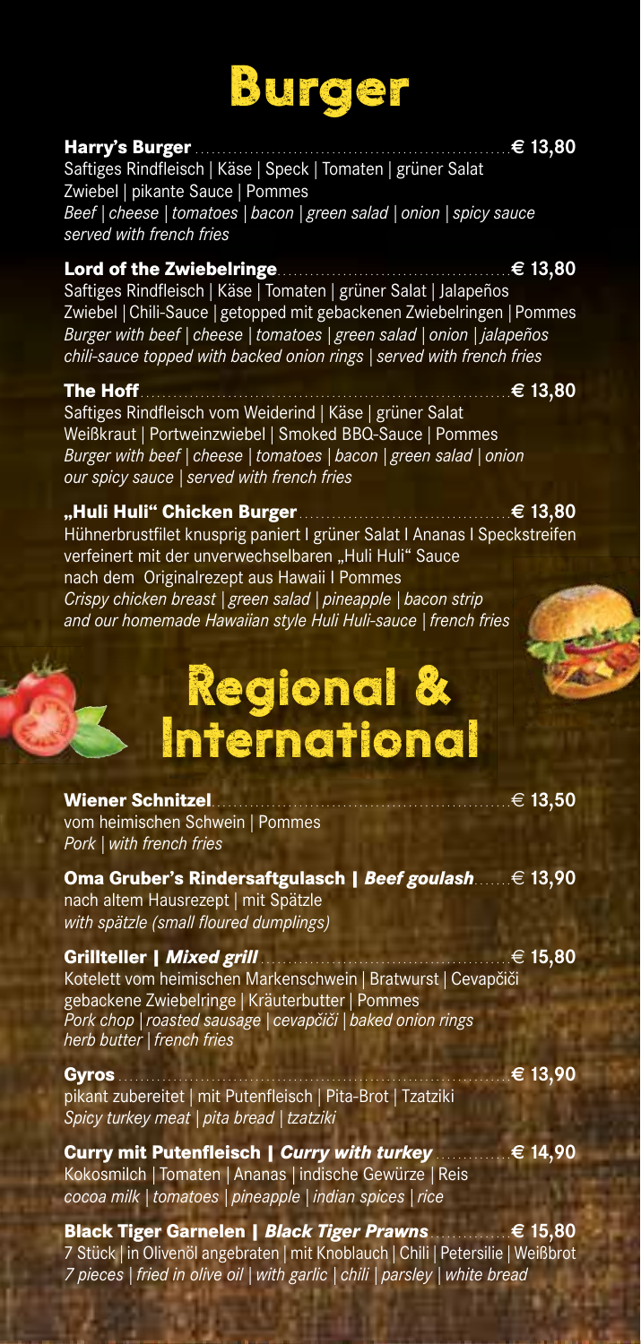# Burger

**Harry's Burger** ........ **€ 13,80**
Saftiges Rindfleisch | Käse | Speck | Tomaten | grüner Salat
Zwiebel | pikante Sauce | Pommes
*Beef | cheese | tomatoes | bacon | green salad | onion | spicy sauce served with french fries*

**Lord of the Zwiebelringe** ........ **€ 13,80**
Saftiges Rindfleisch | Käse | Tomaten | grüner Salat | Jalapeños
Zwiebel | Chili-Sauce | getopped mit gebackenen Zwiebelringen | Pommes
*Burger with beef | cheese | tomatoes | green salad | onion | jalapeños chili-sauce topped with backed onion rings | served with french fries*

**The Hoff** ........ **€ 13,80**
Saftiges Rindfleisch vom Weiderind | Käse | grüner Salat
Weißkraut | Portweinzwiebel | Smoked BBQ-Sauce | Pommes
*Burger with beef | cheese | tomatoes | bacon | green salad | onion our spicy sauce | served with french fries*

**„Huli Huli" Chicken Burger** ........ **€ 13,80**
Hühnerbrustfilet knusprig paniert I grüner Salat I Ananas I Speckstreifen verfeinert mit der unverwechselbaren „Huli Huli" Sauce nach dem Originalrezept aus Hawaii I Pommes
*Crispy chicken breast | green salad | pineapple | bacon strip and our homemade Hawaiian style Huli Huli-sauce | french fries*

# Regional & International

**Wiener Schnitzel** ........ **€ 13,50**
vom heimischen Schwein | Pommes
*Pork | with french fries*

**Oma Gruber's Rindersaftgulasch | *Beef goulash*** ........ **€ 13,90**
nach altem Hausrezept | mit Spätzle
*with spätzle (small floured dumplings)*

**Grillteller | *Mixed grill*** ........ **€ 15,80**
Kotelett vom heimischen Markenschwein | Bratwurst | Cevapčiči
gebackene Zwiebelringe | Kräuterbutter | Pommes
*Pork chop | roasted sausage | cevapčiči | baked onion rings herb butter | french fries*

**Gyros** ........ **€ 13,90**
pikant zubereitet | mit Putenfleisch | Pita-Brot | Tzatziki
*Spicy turkey meat | pita bread | tzatziki*

**Curry mit Putenfleisch | *Curry with turkey*** ........ **€ 14,90**
Kokosmilch | Tomaten | Ananas | indische Gewürze | Reis
*cocoa milk | tomatoes | pineapple | indian spices | rice*

**Black Tiger Garnelen | *Black Tiger Prawns*** ........ **€ 15,80**
7 Stück | in Olivenöl angebraten | mit Knoblauch | Chili | Petersilie | Weißbrot
*7 pieces | fried in olive oil | with garlic | chili | parsley | white bread*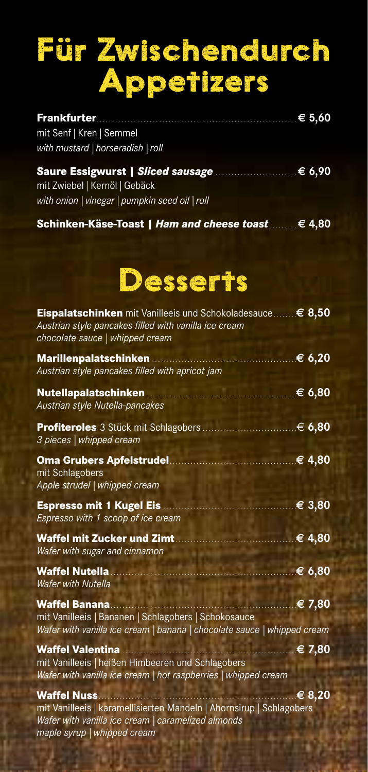# Für Zwischendurch
# Appetizers

**Frankfurter** ........ **€ 5,60**
mit Senf | Kren | Semmel
*with mustard | horseradish | roll*

**Saure Essigwurst | *Sliced sausage*** ........ **€ 6,90**
mit Zwiebel | Kernöl | Gebäck
*with onion | vinegar | pumpkin seed oil | roll*

**Schinken-Käse-Toast | *Ham and cheese toast*** ........ **€ 4,80**

# Desserts

**Eispalatschinken** mit Vanilleeis und Schokoladesauce ........ **€ 8,50**
*Austrian style pancakes filled with vanilla ice cream chocolate sauce | whipped cream*

**Marillenpalatschinken** ........ **€ 6,20**
*Austrian style pancakes filled with apricot jam*

**Nutellapalatschinken** ........ **€ 6,80**
*Austrian style Nutella-pancakes*

**Profiteroles** 3 Stück mit Schlagobers ........ **€ 6,80**
*3 pieces | whipped cream*

**Oma Grubers Apfelstrudel** ........ **€ 4,80**
mit Schlagobers
*Apple strudel | whipped cream*

**Espresso mit 1 Kugel Eis** ........ **€ 3,80**
*Espresso with 1 scoop of ice cream*

**Waffel mit Zucker und Zimt** ........ **€ 4,80**
*Wafer with sugar and cinnamon*

**Waffel Nutella** ........ **€ 6,80**
*Wafer with Nutella*

**Waffel Banana** ........ **€ 7,80**
mit Vanilleeis | Bananen | Schlagobers | Schokosauce
*Wafer with vanilla ice cream | banana | chocolate sauce | whipped cream*

**Waffel Valentina** ........ **€ 7,80**
mit Vanilleeis | heißen Himbeeren und Schlagobers
*Wafer with vanilla ice cream | hot raspberries | whipped cream*

**Waffel Nuss** ........ **€ 8,20**
mit Vanilleeis | karamellisierten Mandeln | Ahornsirup | Schlagobers
*Wafer with vanilla ice cream | caramelized almonds maple syrup | whipped cream*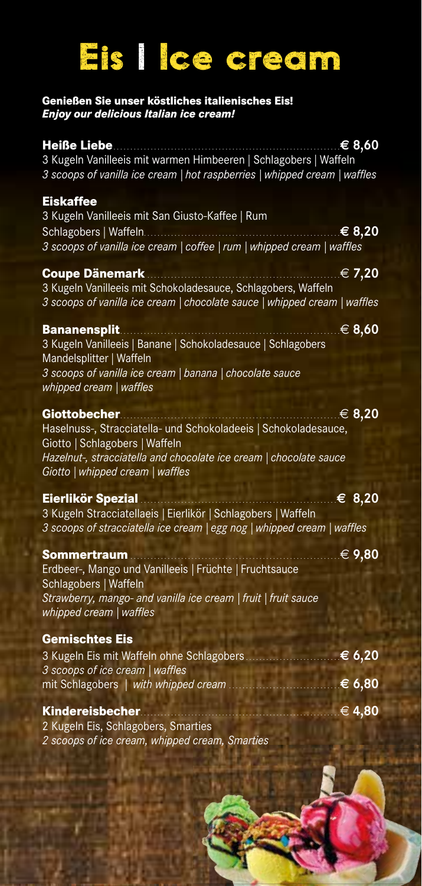# Eis | Ice cream

**Genießen Sie unser köstliches italienisches Eis!**
***Enjoy our delicious Italian ice cream!***

**Heiße Liebe** .......... **€ 8,60**
3 Kugeln Vanilleeis mit warmen Himbeeren | Schlagobers | Waffeln
*3 scoops of vanilla ice cream | hot raspberries | whipped cream | waffles*

**Eiskaffee**
3 Kugeln Vanilleeis mit San Giusto-Kaffee | Rum
Schlagobers | Waffeln .......... **€ 8,20**
*3 scoops of vanilla ice cream | coffee | rum | whipped cream | waffles*

**Coupe Dänemark** .......... € **7,20**
3 Kugeln Vanilleeis mit Schokoladesauce, Schlagobers, Waffeln
*3 scoops of vanilla ice cream | chocolate sauce | whipped cream | waffles*

**Bananensplit** .......... € **8,60**
3 Kugeln Vanilleeis | Banane | Schokoladesauce | Schlagobers
Mandelsplitter | Waffeln
*3 scoops of vanilla ice cream | banana | chocolate sauce*
*whipped cream | waffles*

**Giottobecher** .......... € **8,20**
Haselnuss-, Stracciatella- und Schokoladeeis | Schokoladesauce,
Giotto | Schlagobers | Waffeln
*Hazelnut-, stracciatella and chocolate ice cream | chocolate sauce*
*Giotto | whipped cream | waffles*

**Eierlikör Spezial** .......... **€ 8,20**
3 Kugeln Stracciatellaeis | Eierlikör | Schlagobers | Waffeln
*3 scoops of stracciatella ice cream | egg nog | whipped cream | waffles*

**Sommertraum** .......... € **9,80**
Erdbeer-, Mango und Vanilleeis | Früchte | Fruchtsauce
Schlagobers | Waffeln
*Strawberry, mango- and vanilla ice cream | fruit | fruit sauce*
*whipped cream | waffles*

**Gemischtes Eis**
3 Kugeln Eis mit Waffeln ohne Schlagobers .......... **€ 6,20**
*3 scoops of ice cream | waffles*
mit Schlagobers | *with whipped cream* .......... **€ 6,80**

**Kindereisbecher** .......... € **4,80**
2 Kugeln Eis, Schlagobers, Smarties
*2 scoops of ice cream, whipped cream, Smarties*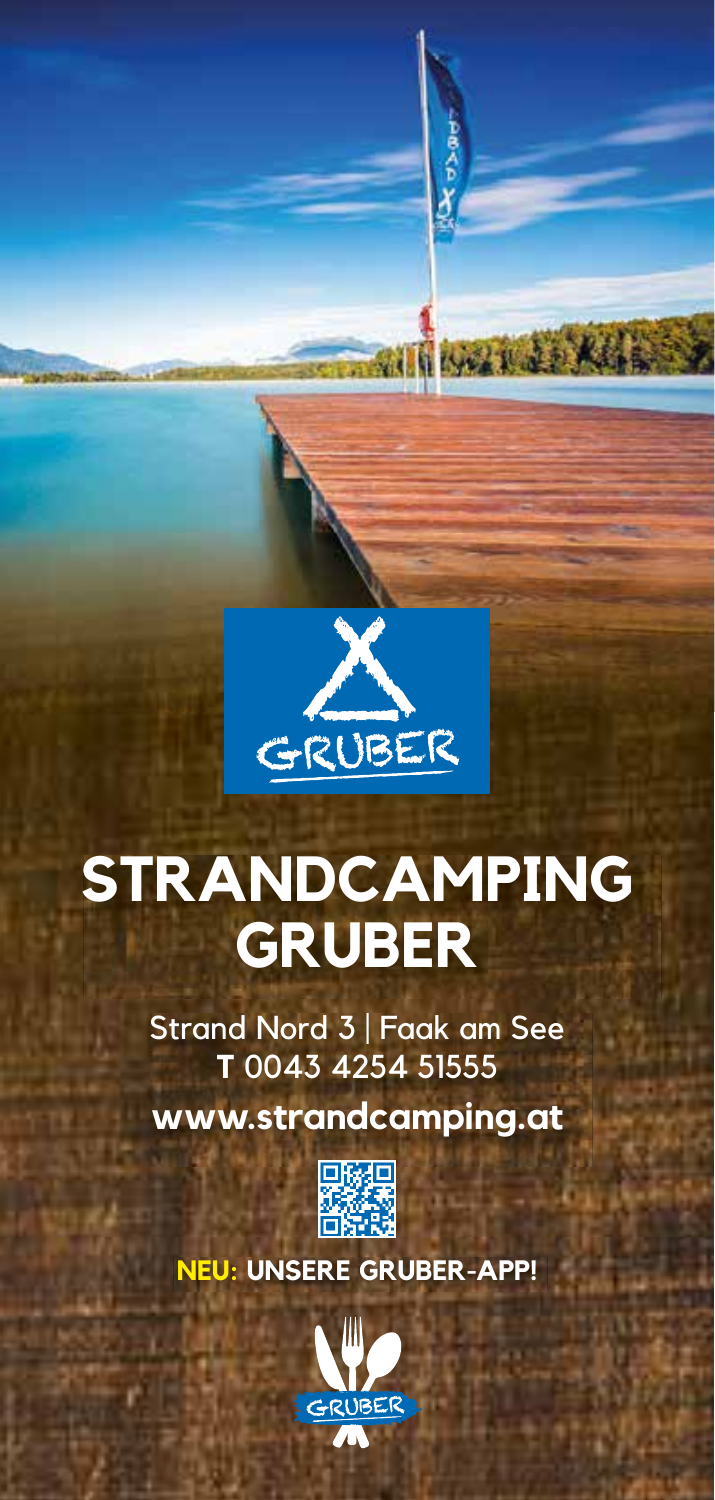GRUBER

# STRANDCAMPING GRUBER

Strand Nord 3 | Faak am See

**T** 0043 4254 51555

**www.strandcamping.at**

**NEU: UNSERE GRUBER-APP!**

GRUBER